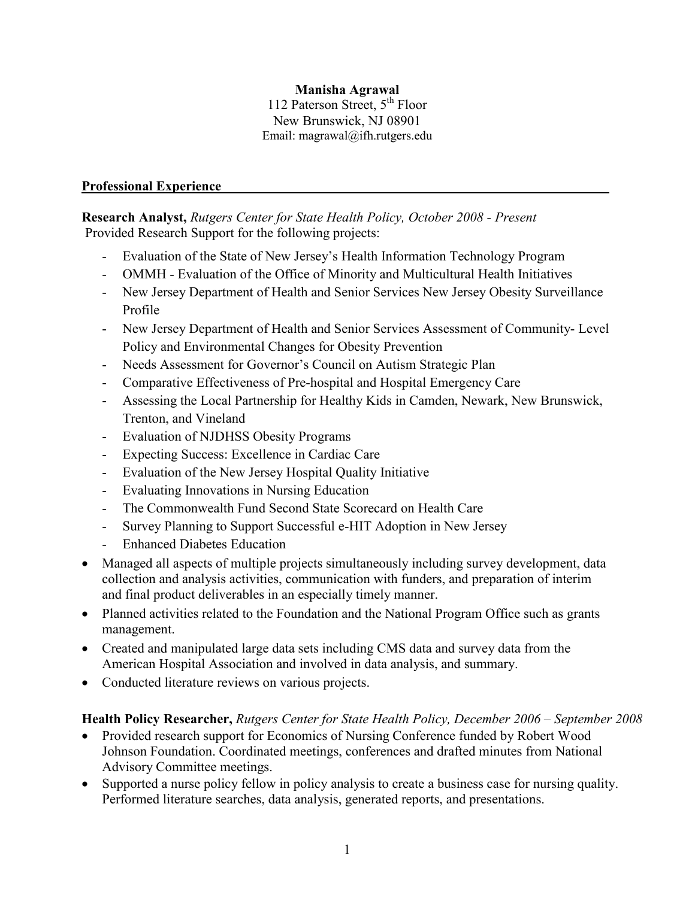**Manisha Agrawal**
112 Paterson Street, 5th Floor
New Brunswick, NJ 08901
Email: magrawal@ifh.rutgers.edu

## Professional Experience

**Research Analyst,** *Rutgers Center for State Health Policy, October 2008 - Present*
Provided Research Support for the following projects:

- Evaluation of the State of New Jersey's Health Information Technology Program
- OMMH - Evaluation of the Office of Minority and Multicultural Health Initiatives
- New Jersey Department of Health and Senior Services New Jersey Obesity Surveillance Profile
- New Jersey Department of Health and Senior Services Assessment of Community- Level Policy and Environmental Changes for Obesity Prevention
- Needs Assessment for Governor's Council on Autism Strategic Plan
- Comparative Effectiveness of Pre-hospital and Hospital Emergency Care
- Assessing the Local Partnership for Healthy Kids in Camden, Newark, New Brunswick, Trenton, and Vineland
- Evaluation of NJDHSS Obesity Programs
- Expecting Success: Excellence in Cardiac Care
- Evaluation of the New Jersey Hospital Quality Initiative
- Evaluating Innovations in Nursing Education
- The Commonwealth Fund Second State Scorecard on Health Care
- Survey Planning to Support Successful e-HIT Adoption in New Jersey
- Enhanced Diabetes Education

- Managed all aspects of multiple projects simultaneously including survey development, data collection and analysis activities, communication with funders, and preparation of interim and final product deliverables in an especially timely manner.
- Planned activities related to the Foundation and the National Program Office such as grants management.
- Created and manipulated large data sets including CMS data and survey data from the American Hospital Association and involved in data analysis, and summary.
- Conducted literature reviews on various projects.

**Health Policy Researcher,** *Rutgers Center for State Health Policy, December 2006 – September 2008*

- Provided research support for Economics of Nursing Conference funded by Robert Wood Johnson Foundation. Coordinated meetings, conferences and drafted minutes from National Advisory Committee meetings.
- Supported a nurse policy fellow in policy analysis to create a business case for nursing quality. Performed literature searches, data analysis, generated reports, and presentations.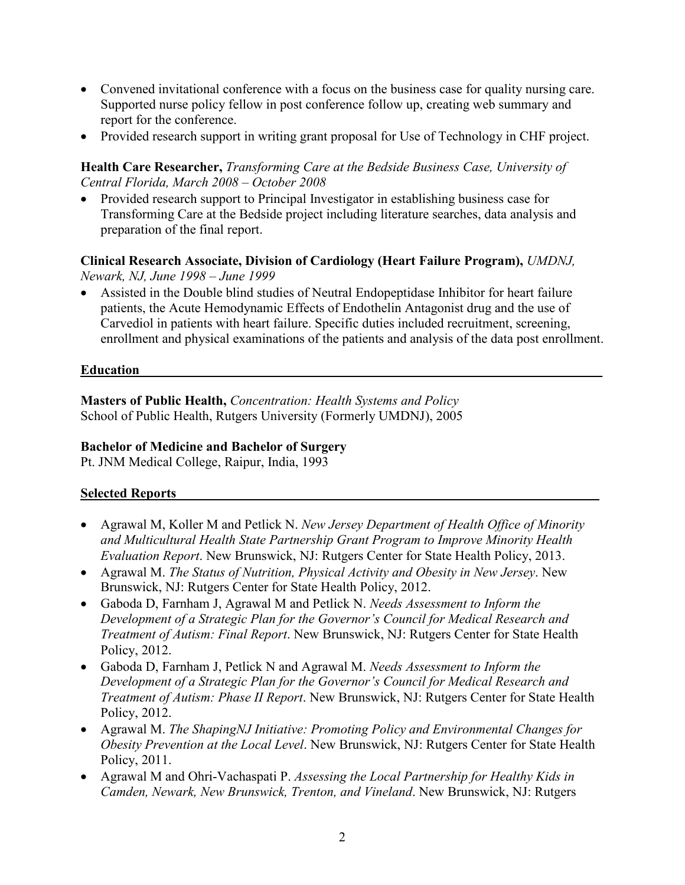- Convened invitational conference with a focus on the business case for quality nursing care. Supported nurse policy fellow in post conference follow up, creating web summary and report for the conference.
- Provided research support in writing grant proposal for Use of Technology in CHF project.

**Health Care Researcher,** *Transforming Care at the Bedside Business Case, University of Central Florida, March 2008 – October 2008*

- Provided research support to Principal Investigator in establishing business case for Transforming Care at the Bedside project including literature searches, data analysis and preparation of the final report.

**Clinical Research Associate, Division of Cardiology (Heart Failure Program),** *UMDNJ, Newark, NJ, June 1998 – June 1999*

- Assisted in the Double blind studies of Neutral Endopeptidase Inhibitor for heart failure patients, the Acute Hemodynamic Effects of Endothelin Antagonist drug and the use of Carvediol in patients with heart failure. Specific duties included recruitment, screening, enrollment and physical examinations of the patients and analysis of the data post enrollment.

## Education

**Masters of Public Health,** *Concentration: Health Systems and Policy*
School of Public Health, Rutgers University (Formerly UMDNJ), 2005

**Bachelor of Medicine and Bachelor of Surgery**
Pt. JNM Medical College, Raipur, India, 1993

## Selected Reports

- Agrawal M, Koller M and Petlick N. *New Jersey Department of Health Office of Minority and Multicultural Health State Partnership Grant Program to Improve Minority Health Evaluation Report*. New Brunswick, NJ: Rutgers Center for State Health Policy, 2013.
- Agrawal M. *The Status of Nutrition, Physical Activity and Obesity in New Jersey*. New Brunswick, NJ: Rutgers Center for State Health Policy, 2012.
- Gaboda D, Farnham J, Agrawal M and Petlick N. *Needs Assessment to Inform the Development of a Strategic Plan for the Governor's Council for Medical Research and Treatment of Autism: Final Report*. New Brunswick, NJ: Rutgers Center for State Health Policy, 2012.
- Gaboda D, Farnham J, Petlick N and Agrawal M. *Needs Assessment to Inform the Development of a Strategic Plan for the Governor's Council for Medical Research and Treatment of Autism: Phase II Report*. New Brunswick, NJ: Rutgers Center for State Health Policy, 2012.
- Agrawal M. *The ShapingNJ Initiative: Promoting Policy and Environmental Changes for Obesity Prevention at the Local Level*. New Brunswick, NJ: Rutgers Center for State Health Policy, 2011.
- Agrawal M and Ohri-Vachaspati P. *Assessing the Local Partnership for Healthy Kids in Camden, Newark, New Brunswick, Trenton, and Vineland*. New Brunswick, NJ: Rutgers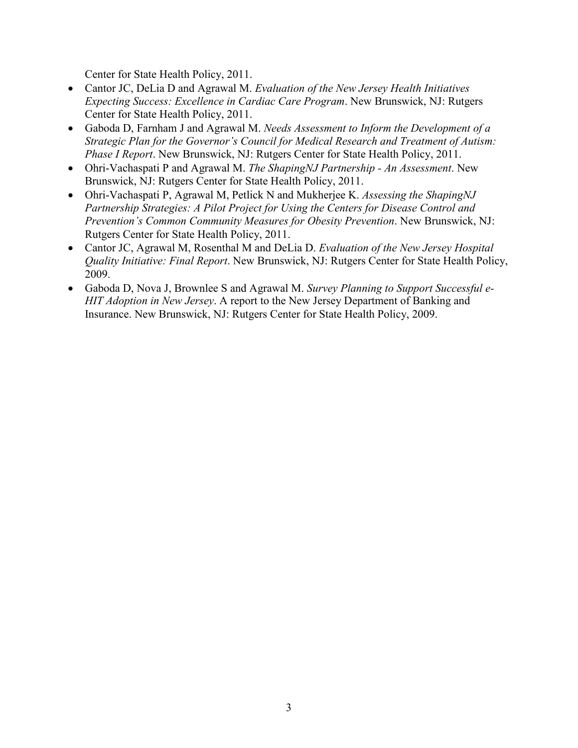Center for State Health Policy, 2011.

- Cantor JC, DeLia D and Agrawal M. *Evaluation of the New Jersey Health Initiatives Expecting Success: Excellence in Cardiac Care Program*. New Brunswick, NJ: Rutgers Center for State Health Policy, 2011.
- Gaboda D, Farnham J and Agrawal M. *Needs Assessment to Inform the Development of a Strategic Plan for the Governor's Council for Medical Research and Treatment of Autism: Phase I Report*. New Brunswick, NJ: Rutgers Center for State Health Policy, 2011.
- Ohri-Vachaspati P and Agrawal M. *The ShapingNJ Partnership - An Assessment*. New Brunswick, NJ: Rutgers Center for State Health Policy, 2011.
- Ohri-Vachaspati P, Agrawal M, Petlick N and Mukherjee K. *Assessing the ShapingNJ Partnership Strategies: A Pilot Project for Using the Centers for Disease Control and Prevention's Common Community Measures for Obesity Prevention*. New Brunswick, NJ: Rutgers Center for State Health Policy, 2011.
- Cantor JC, Agrawal M, Rosenthal M and DeLia D. *Evaluation of the New Jersey Hospital Quality Initiative: Final Report*. New Brunswick, NJ: Rutgers Center for State Health Policy, 2009.
- Gaboda D, Nova J, Brownlee S and Agrawal M. *Survey Planning to Support Successful e-HIT Adoption in New Jersey*. A report to the New Jersey Department of Banking and Insurance. New Brunswick, NJ: Rutgers Center for State Health Policy, 2009.